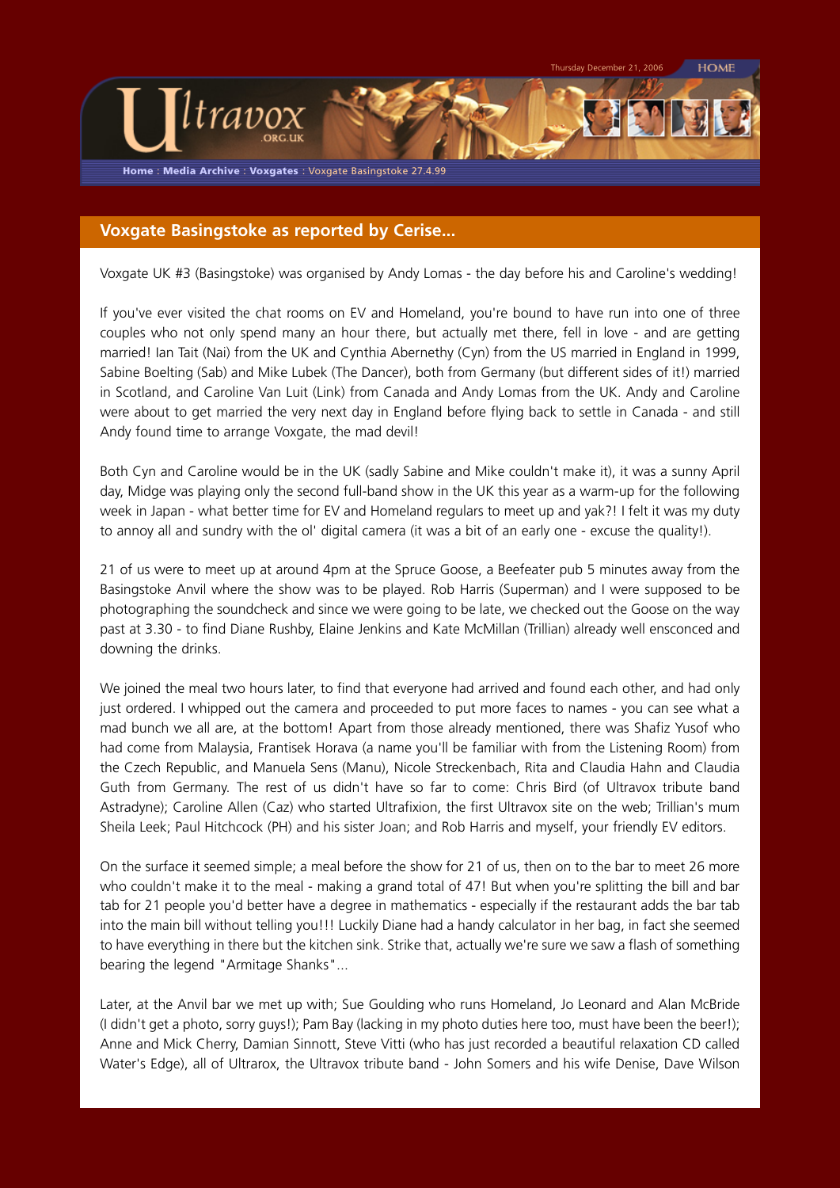Home : Media Archive : Voxgates : Voxgate Basingstoke 27.4.99

## Voxgate Basingstoke as reported by Cerise...

Voxgate UK #3 (Basingstoke) was organised by Andy Lomas - the day before his and Caroline's wedding!

If you've ever visited the chat rooms on EV and Homeland, you're bound to have run into one of three couples who not only spend many an hour there, but actually met there, fell in love - and are getting married! Ian Tait (Nai) from the UK and Cynthia Abernethy (Cyn) from the US married in England in 1999, Sabine Boelting (Sab) and Mike Lubek (The Dancer), both from Germany (but different sides of it!) married in Scotland, and Caroline Van Luit (Link) from Canada and Andy Lomas from the UK. Andy and Caroline were about to get married the very next day in England before flying back to settle in Canada - and still Andy found time to arrange Voxgate, the mad devil!

Both Cyn and Caroline would be in the UK (sadly Sabine and Mike couldn't make it), it was a sunny April day, Midge was playing only the second full-band show in the UK this year as a warm-up for the following week in Japan - what better time for EV and Homeland regulars to meet up and yak?! I felt it was my duty to annoy all and sundry with the ol' digital camera (it was a bit of an early one - excuse the quality!).

21 of us were to meet up at around 4pm at the Spruce Goose, a Beefeater pub 5 minutes away from the Basingstoke Anvil where the show was to be played. Rob Harris (Superman) and I were supposed to be photographing the soundcheck and since we were going to be late, we checked out the Goose on the way past at 3.30 - to find Diane Rushby, Elaine Jenkins and Kate McMillan (Trillian) already well ensconced and downing the drinks.

We joined the meal two hours later, to find that everyone had arrived and found each other, and had only just ordered. I whipped out the camera and proceeded to put more faces to names - you can see what a mad bunch we all are, at the bottom! Apart from those already mentioned, there was Shafiz Yusof who had come from Malaysia, Frantisek Horava (a name you'll be familiar with from the Listening Room) from the Czech Republic, and Manuela Sens (Manu), Nicole Streckenbach, Rita and Claudia Hahn and Claudia Guth from Germany. The rest of us didn't have so far to come: Chris Bird (of Ultravox tribute band Astradyne); Caroline Allen (Caz) who started Ultrafixion, the first Ultravox site on the web; Trillian's mum Sheila Leek; Paul Hitchcock (PH) and his sister Joan; and Rob Harris and myself, your friendly EV editors.

On the surface it seemed simple; a meal before the show for 21 of us, then on to the bar to meet 26 more who couldn't make it to the meal - making a grand total of 47! But when you're splitting the bill and bar tab for 21 people you'd better have a degree in mathematics - especially if the restaurant adds the bar tab into the main bill without telling you!!! Luckily Diane had a handy calculator in her bag, in fact she seemed to have everything in there but the kitchen sink. Strike that, actually we're sure we saw a flash of something bearing the legend "Armitage Shanks"...

Later, at the Anvil bar we met up with; Sue Goulding who runs Homeland, Jo Leonard and Alan McBride (I didn't get a photo, sorry guys!); Pam Bay (lacking in my photo duties here too, must have been the beer!); Anne and Mick Cherry, Damian Sinnott, Steve Vitti (who has just recorded a beautiful relaxation CD called Water's Edge), all of Ultrarox, the Ultravox tribute band - John Somers and his wife Denise, Dave Wilson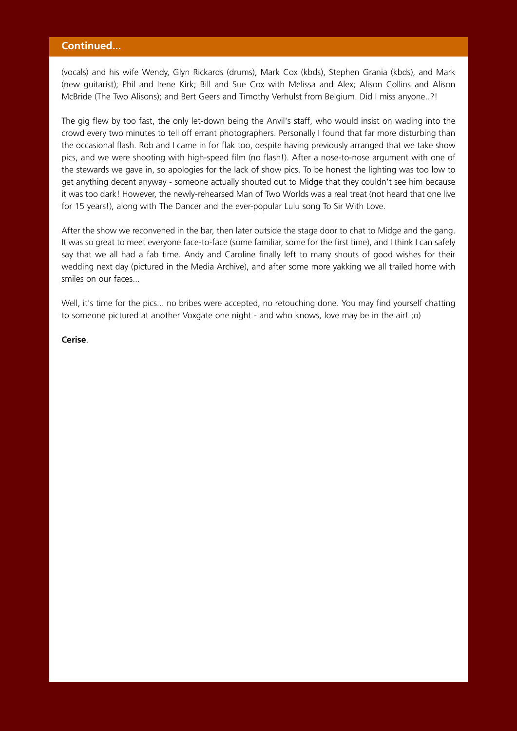## Continued...

(vocals) and his wife Wendy, Glyn Rickards (drums), Mark Cox (kbds), Stephen Grania (kbds), and Mark (new guitarist); Phil and Irene Kirk; Bill and Sue Cox with Melissa and Alex; Alison Collins and Alison McBride (The Two Alisons); and Bert Geers and Timothy Verhulst from Belgium. Did I miss anyone..?!

The gig flew by too fast, the only let-down being the Anvil's staff, who would insist on wading into the crowd every two minutes to tell off errant photographers. Personally I found that far more disturbing than the occasional flash. Rob and I came in for flak too, despite having previously arranged that we take show pics, and we were shooting with high-speed film (no flash!). After a nose-to-nose argument with one of the stewards we gave in, so apologies for the lack of show pics. To be honest the lighting was too low to get anything decent anyway - someone actually shouted out to Midge that they couldn't see him because it was too dark! However, the newly-rehearsed Man of Two Worlds was a real treat (not heard that one live for 15 years!), along with The Dancer and the ever-popular Lulu song To Sir With Love.

After the show we reconvened in the bar, then later outside the stage door to chat to Midge and the gang. It was so great to meet everyone face-to-face (some familiar, some for the first time), and I think I can safely say that we all had a fab time. Andy and Caroline finally left to many shouts of good wishes for their wedding next day (pictured in the Media Archive), and after some more yakking we all trailed home with smiles on our faces...

Well, it's time for the pics... no bribes were accepted, no retouching done. You may find yourself chatting to someone pictured at another Voxgate one night - and who knows, love may be in the air! ;o)

**Cerise**.